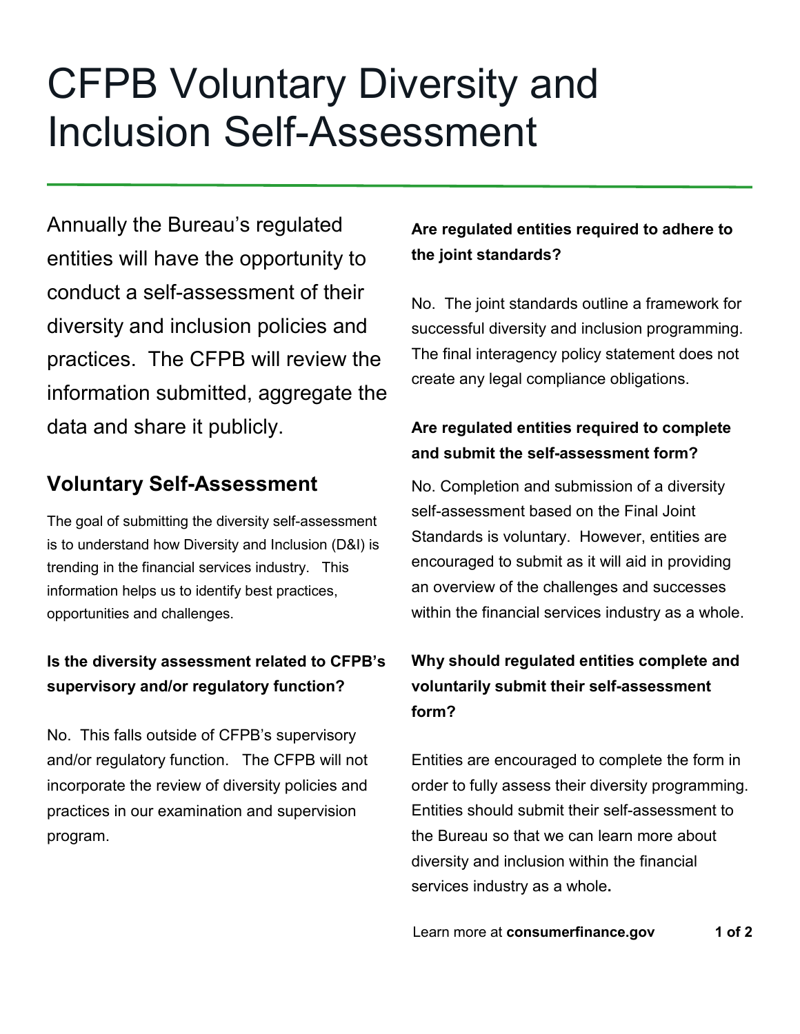# CFPB Voluntary Diversity and Inclusion Self-Assessment

Annually the Bureau's regulated entities will have the opportunity to conduct a self-assessment of their diversity and inclusion policies and practices. The CFPB will review the information submitted, aggregate the data and share it publicly.

## Voluntary Self-Assessment

The goal of submitting the diversity self-assessment is to understand how Diversity and Inclusion (D&I) is trending in the financial services industry. This information helps us to identify best practices, opportunities and challenges.

**Is the diversity assessment related to CFPB's supervisory and/or regulatory function?**

No. This falls outside of CFPB's supervisory and/or regulatory function. The CFPB will not incorporate the review of diversity policies and practices in our examination and supervision program.

**Are regulated entities required to adhere to the joint standards?**

No. The joint standards outline a framework for successful diversity and inclusion programming. The final interagency policy statement does not create any legal compliance obligations.

**Are regulated entities required to complete and submit the self-assessment form?**

No. Completion and submission of a diversity self-assessment based on the Final Joint Standards is voluntary. However, entities are encouraged to submit as it will aid in providing an overview of the challenges and successes within the financial services industry as a whole.

**Why should regulated entities complete and voluntarily submit their self-assessment form?**

Entities are encouraged to complete the form in order to fully assess their diversity programming. Entities should submit their self-assessment to the Bureau so that we can learn more about diversity and inclusion within the financial services industry as a whole.

Learn more at **consumerfinance.gov**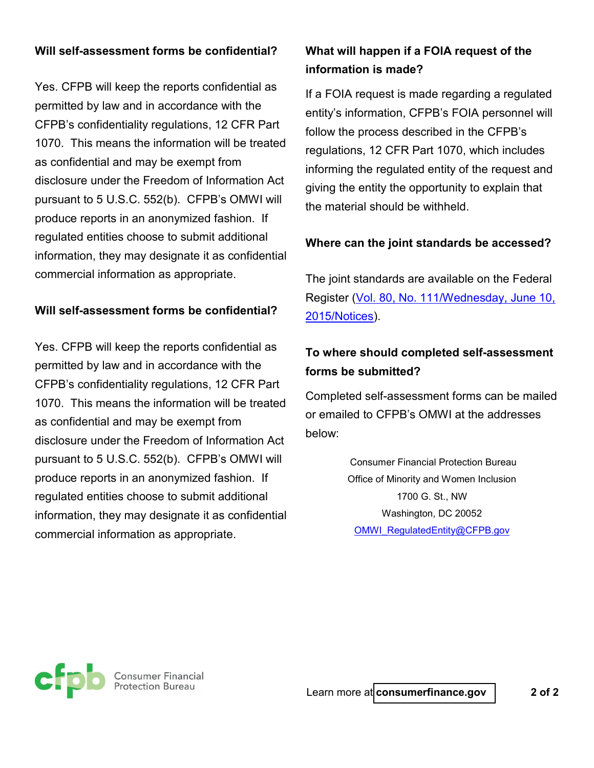**Will self-assessment forms be confidential?**

Yes. CFPB will keep the reports confidential as permitted by law and in accordance with the CFPB's confidentiality regulations, 12 CFR Part 1070. This means the information will be treated as confidential and may be exempt from disclosure under the Freedom of Information Act pursuant to 5 U.S.C. 552(b). CFPB's OMWI will produce reports in an anonymized fashion. If regulated entities choose to submit additional information, they may designate it as confidential commercial information as appropriate.

**Will self-assessment forms be confidential?**

Yes. CFPB will keep the reports confidential as permitted by law and in accordance with the CFPB's confidentiality regulations, 12 CFR Part 1070. This means the information will be treated as confidential and may be exempt from disclosure under the Freedom of Information Act pursuant to 5 U.S.C. 552(b). CFPB's OMWI will produce reports in an anonymized fashion. If regulated entities choose to submit additional information, they may designate it as confidential commercial information as appropriate.

**What will happen if a FOIA request of the information is made?**

If a FOIA request is made regarding a regulated entity's information, CFPB's FOIA personnel will follow the process described in the CFPB's regulations, 12 CFR Part 1070, which includes informing the regulated entity of the request and giving the entity the opportunity to explain that the material should be withheld.

**Where can the joint standards be accessed?**

The joint standards are available on the Federal Register (Vol. 80, No. 111/Wednesday, June 10, 2015/Notices).

**To where should completed self-assessment forms be submitted?**

Completed self-assessment forms can be mailed or emailed to CFPB's OMWI at the addresses below:

Consumer Financial Protection Bureau
Office of Minority and Women Inclusion
1700 G. St., NW
Washington, DC 20052
OMWI_RegulatedEntity@CFPB.gov

cfpb Consumer Financial Protection Bureau

Learn more at **consumerfinance.gov**